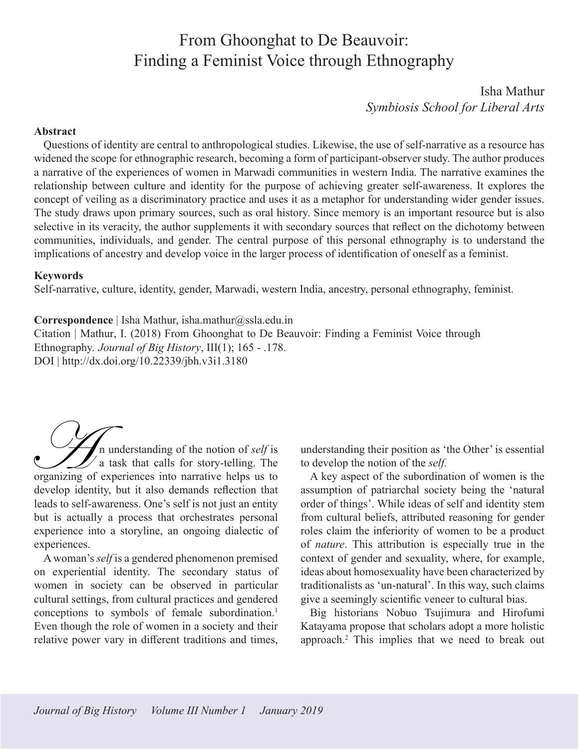# From Ghoonghat to De Beauvoir: Finding a Feminist Voice through Ethnography

Isha Mathur
*Symbiosis School for Liberal Arts*

### Abstract

Questions of identity are central to anthropological studies. Likewise, the use of self-narrative as a resource has widened the scope for ethnographic research, becoming a form of participant-observer study. The author produces a narrative of the experiences of women in Marwadi communities in western India. The narrative examines the relationship between culture and identity for the purpose of achieving greater self-awareness. It explores the concept of veiling as a discriminatory practice and uses it as a metaphor for understanding wider gender issues. The study draws upon primary sources, such as oral history. Since memory is an important resource but is also selective in its veracity, the author supplements it with secondary sources that reflect on the dichotomy between communities, individuals, and gender. The central purpose of this personal ethnography is to understand the implications of ancestry and develop voice in the larger process of identification of oneself as a feminist.

### Keywords

Self-narrative, culture, identity, gender, Marwadi, western India, ancestry, personal ethnography, feminist.

**Correspondence** | Isha Mathur, isha.mathur@ssla.edu.in
Citation | Mathur, I. (2018) From Ghoonghat to De Beauvoir: Finding a Feminist Voice through Ethnography. *Journal of Big History*, III(1); 165 - .178.
DOI | http://dx.doi.org/10.22339/jbh.v3i1.3180

An understanding of the notion of *self* is a task that calls for story-telling. The organizing of experiences into narrative helps us to develop identity, but it also demands reflection that leads to self-awareness. One's self is not just an entity but is actually a process that orchestrates personal experience into a storyline, an ongoing dialectic of experiences.

A woman's *self* is a gendered phenomenon premised on experiential identity. The secondary status of women in society can be observed in particular cultural settings, from cultural practices and gendered conceptions to symbols of female subordination.[1] Even though the role of women in a society and their relative power vary in different traditions and times, understanding their position as 'the Other' is essential to develop the notion of the *self*.

A key aspect of the subordination of women is the assumption of patriarchal society being the 'natural order of things'. While ideas of self and identity stem from cultural beliefs, attributed reasoning for gender roles claim the inferiority of women to be a product of *nature*. This attribution is especially true in the context of gender and sexuality, where, for example, ideas about homosexuality have been characterized by traditionalists as 'un-natural'. In this way, such claims give a seemingly scientific veneer to cultural bias.

Big historians Nobuo Tsujimura and Hirofumi Katayama propose that scholars adopt a more holistic approach.[2] This implies that we need to break out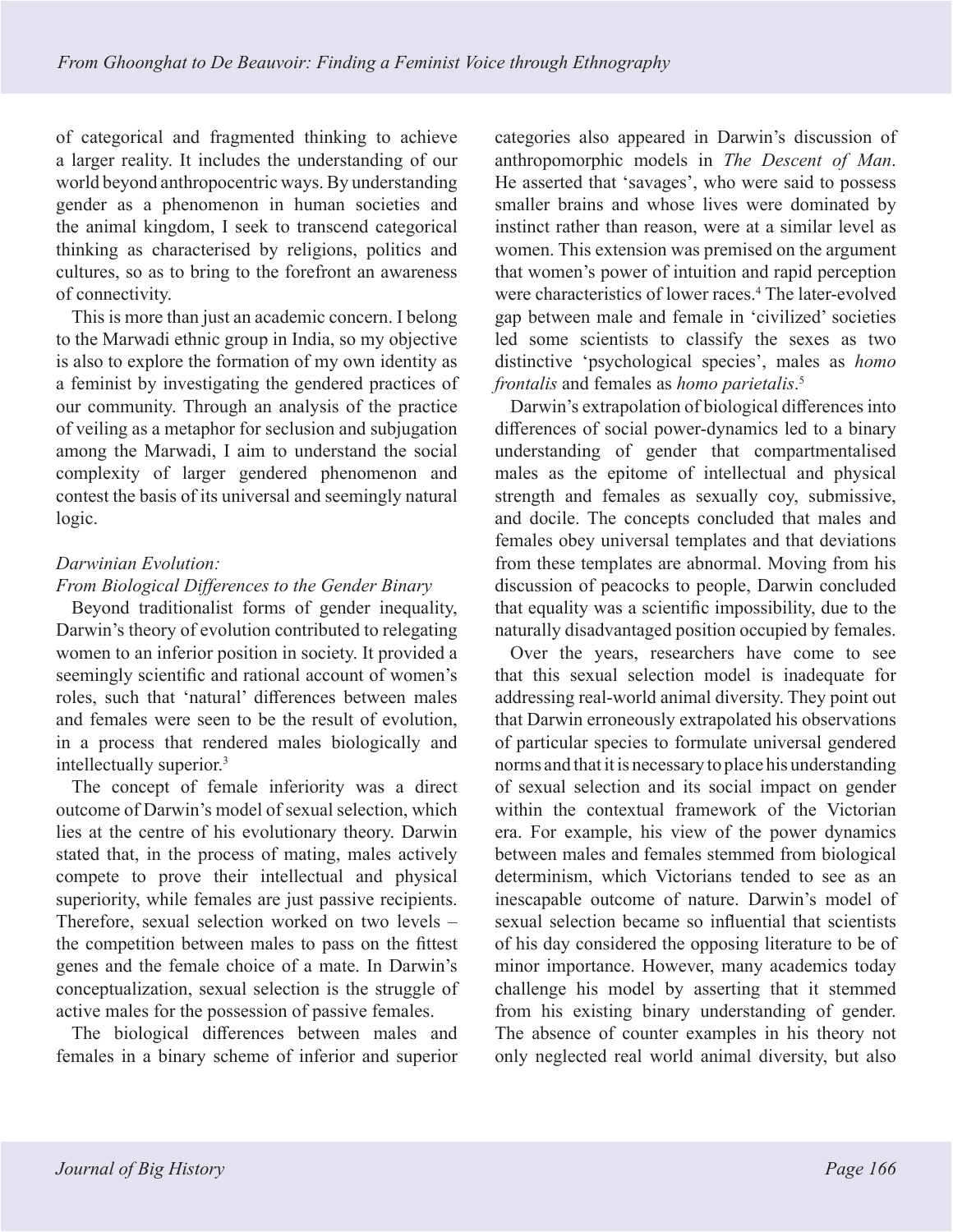of categorical and fragmented thinking to achieve a larger reality. It includes the understanding of our world beyond anthropocentric ways. By understanding gender as a phenomenon in human societies and the animal kingdom, I seek to transcend categorical thinking as characterised by religions, politics and cultures, so as to bring to the forefront an awareness of connectivity.

This is more than just an academic concern. I belong to the Marwadi ethnic group in India, so my objective is also to explore the formation of my own identity as a feminist by investigating the gendered practices of our community. Through an analysis of the practice of veiling as a metaphor for seclusion and subjugation among the Marwadi, I aim to understand the social complexity of larger gendered phenomenon and contest the basis of its universal and seemingly natural logic.

### *Darwinian Evolution: From Biological Differences to the Gender Binary*

Beyond traditionalist forms of gender inequality, Darwin's theory of evolution contributed to relegating women to an inferior position in society. It provided a seemingly scientific and rational account of women's roles, such that 'natural' differences between males and females were seen to be the result of evolution, in a process that rendered males biologically and intellectually superior.[3]

The concept of female inferiority was a direct outcome of Darwin's model of sexual selection, which lies at the centre of his evolutionary theory. Darwin stated that, in the process of mating, males actively compete to prove their intellectual and physical superiority, while females are just passive recipients. Therefore, sexual selection worked on two levels – the competition between males to pass on the fittest genes and the female choice of a mate. In Darwin's conceptualization, sexual selection is the struggle of active males for the possession of passive females.

The biological differences between males and females in a binary scheme of inferior and superior categories also appeared in Darwin's discussion of anthropomorphic models in *The Descent of Man*. He asserted that 'savages', who were said to possess smaller brains and whose lives were dominated by instinct rather than reason, were at a similar level as women. This extension was premised on the argument that women's power of intuition and rapid perception were characteristics of lower races.[4] The later-evolved gap between male and female in 'civilized' societies led some scientists to classify the sexes as two distinctive 'psychological species', males as *homo frontalis* and females as *homo parietalis*.[5]

Darwin's extrapolation of biological differences into differences of social power-dynamics led to a binary understanding of gender that compartmentalised males as the epitome of intellectual and physical strength and females as sexually coy, submissive, and docile. The concepts concluded that males and females obey universal templates and that deviations from these templates are abnormal. Moving from his discussion of peacocks to people, Darwin concluded that equality was a scientific impossibility, due to the naturally disadvantaged position occupied by females.

Over the years, researchers have come to see that this sexual selection model is inadequate for addressing real-world animal diversity. They point out that Darwin erroneously extrapolated his observations of particular species to formulate universal gendered norms and that it is necessary to place his understanding of sexual selection and its social impact on gender within the contextual framework of the Victorian era. For example, his view of the power dynamics between males and females stemmed from biological determinism, which Victorians tended to see as an inescapable outcome of nature. Darwin's model of sexual selection became so influential that scientists of his day considered the opposing literature to be of minor importance. However, many academics today challenge his model by asserting that it stemmed from his existing binary understanding of gender. The absence of counter examples in his theory not only neglected real world animal diversity, but also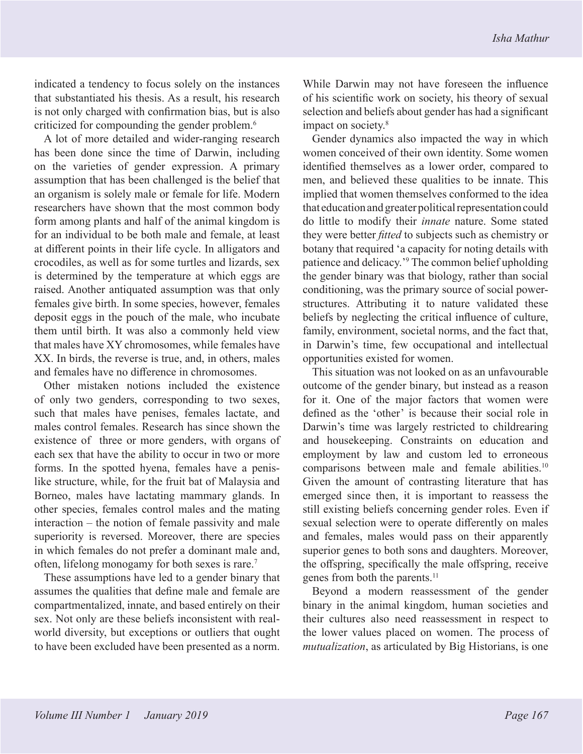indicated a tendency to focus solely on the instances that substantiated his thesis. As a result, his research is not only charged with confirmation bias, but is also criticized for compounding the gender problem.[6]

A lot of more detailed and wider-ranging research has been done since the time of Darwin, including on the varieties of gender expression. A primary assumption that has been challenged is the belief that an organism is solely male or female for life. Modern researchers have shown that the most common body form among plants and half of the animal kingdom is for an individual to be both male and female, at least at different points in their life cycle. In alligators and crocodiles, as well as for some turtles and lizards, sex is determined by the temperature at which eggs are raised. Another antiquated assumption was that only females give birth. In some species, however, females deposit eggs in the pouch of the male, who incubate them until birth. It was also a commonly held view that males have XY chromosomes, while females have XX. In birds, the reverse is true, and, in others, males and females have no difference in chromosomes.

Other mistaken notions included the existence of only two genders, corresponding to two sexes, such that males have penises, females lactate, and males control females. Research has since shown the existence of three or more genders, with organs of each sex that have the ability to occur in two or more forms. In the spotted hyena, females have a penis-like structure, while, for the fruit bat of Malaysia and Borneo, males have lactating mammary glands. In other species, females control males and the mating interaction – the notion of female passivity and male superiority is reversed. Moreover, there are species in which females do not prefer a dominant male and, often, lifelong monogamy for both sexes is rare.[7]

These assumptions have led to a gender binary that assumes the qualities that define male and female are compartmentalized, innate, and based entirely on their sex. Not only are these beliefs inconsistent with real-world diversity, but exceptions or outliers that ought to have been excluded have been presented as a norm. While Darwin may not have foreseen the influence of his scientific work on society, his theory of sexual selection and beliefs about gender has had a significant impact on society.[8]

Gender dynamics also impacted the way in which women conceived of their own identity. Some women identified themselves as a lower order, compared to men, and believed these qualities to be innate. This implied that women themselves conformed to the idea that education and greater political representation could do little to modify their *innate* nature. Some stated they were better *fitted* to subjects such as chemistry or botany that required 'a capacity for noting details with patience and delicacy.'[9] The common belief upholding the gender binary was that biology, rather than social conditioning, was the primary source of social power-structures. Attributing it to nature validated these beliefs by neglecting the critical influence of culture, family, environment, societal norms, and the fact that, in Darwin's time, few occupational and intellectual opportunities existed for women.

This situation was not looked on as an unfavourable outcome of the gender binary, but instead as a reason for it. One of the major factors that women were defined as the 'other' is because their social role in Darwin's time was largely restricted to childrearing and housekeeping. Constraints on education and employment by law and custom led to erroneous comparisons between male and female abilities.[10] Given the amount of contrasting literature that has emerged since then, it is important to reassess the still existing beliefs concerning gender roles. Even if sexual selection were to operate differently on males and females, males would pass on their apparently superior genes to both sons and daughters. Moreover, the offspring, specifically the male offspring, receive genes from both the parents.[11]

Beyond a modern reassessment of the gender binary in the animal kingdom, human societies and their cultures also need reassessment in respect to the lower values placed on women. The process of *mutualization*, as articulated by Big Historians, is one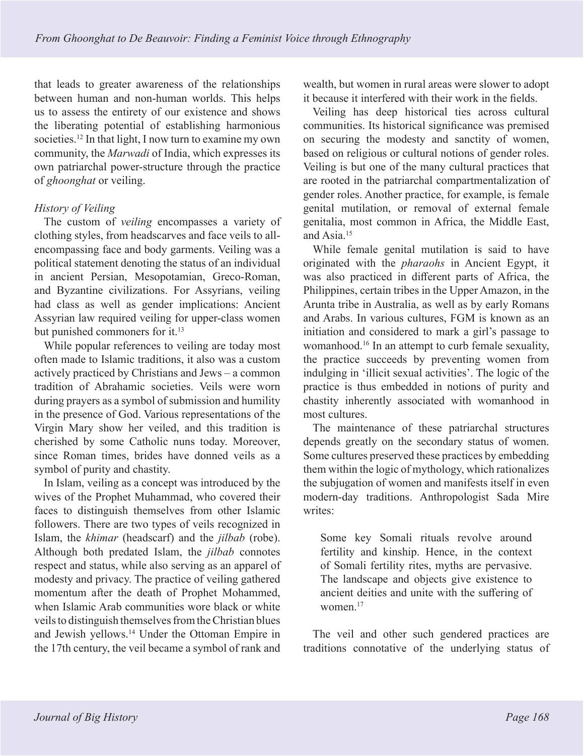that leads to greater awareness of the relationships between human and non-human worlds. This helps us to assess the entirety of our existence and shows the liberating potential of establishing harmonious societies.[12] In that light, I now turn to examine my own community, the *Marwadi* of India, which expresses its own patriarchal power-structure through the practice of *ghoonghat* or veiling.

### *History of Veiling*

The custom of *veiling* encompasses a variety of clothing styles, from headscarves and face veils to all-encompassing face and body garments. Veiling was a political statement denoting the status of an individual in ancient Persian, Mesopotamian, Greco-Roman, and Byzantine civilizations. For Assyrians, veiling had class as well as gender implications: Ancient Assyrian law required veiling for upper-class women but punished commoners for it.[13]

While popular references to veiling are today most often made to Islamic traditions, it also was a custom actively practiced by Christians and Jews – a common tradition of Abrahamic societies. Veils were worn during prayers as a symbol of submission and humility in the presence of God. Various representations of the Virgin Mary show her veiled, and this tradition is cherished by some Catholic nuns today. Moreover, since Roman times, brides have donned veils as a symbol of purity and chastity.

In Islam, veiling as a concept was introduced by the wives of the Prophet Muhammad, who covered their faces to distinguish themselves from other Islamic followers. There are two types of veils recognized in Islam, the *khimar* (headscarf) and the *jilbab* (robe). Although both predated Islam, the *jilbab* connotes respect and status, while also serving as an apparel of modesty and privacy. The practice of veiling gathered momentum after the death of Prophet Mohammed, when Islamic Arab communities wore black or white veils to distinguish themselves from the Christian blues and Jewish yellows.[14] Under the Ottoman Empire in the 17th century, the veil became a symbol of rank and wealth, but women in rural areas were slower to adopt it because it interfered with their work in the fields.

Veiling has deep historical ties across cultural communities. Its historical significance was premised on securing the modesty and sanctity of women, based on religious or cultural notions of gender roles. Veiling is but one of the many cultural practices that are rooted in the patriarchal compartmentalization of gender roles. Another practice, for example, is female genital mutilation, or removal of external female genitalia, most common in Africa, the Middle East, and Asia.[15]

While female genital mutilation is said to have originated with the *pharaohs* in Ancient Egypt, it was also practiced in different parts of Africa, the Philippines, certain tribes in the Upper Amazon, in the Arunta tribe in Australia, as well as by early Romans and Arabs. In various cultures, FGM is known as an initiation and considered to mark a girl's passage to womanhood.[16] In an attempt to curb female sexuality, the practice succeeds by preventing women from indulging in 'illicit sexual activities'. The logic of the practice is thus embedded in notions of purity and chastity inherently associated with womanhood in most cultures.

The maintenance of these patriarchal structures depends greatly on the secondary status of women. Some cultures preserved these practices by embedding them within the logic of mythology, which rationalizes the subjugation of women and manifests itself in even modern-day traditions. Anthropologist Sada Mire writes:

> Some key Somali rituals revolve around fertility and kinship. Hence, in the context of Somali fertility rites, myths are pervasive. The landscape and objects give existence to ancient deities and unite with the suffering of women.[17]

The veil and other such gendered practices are traditions connotative of the underlying status of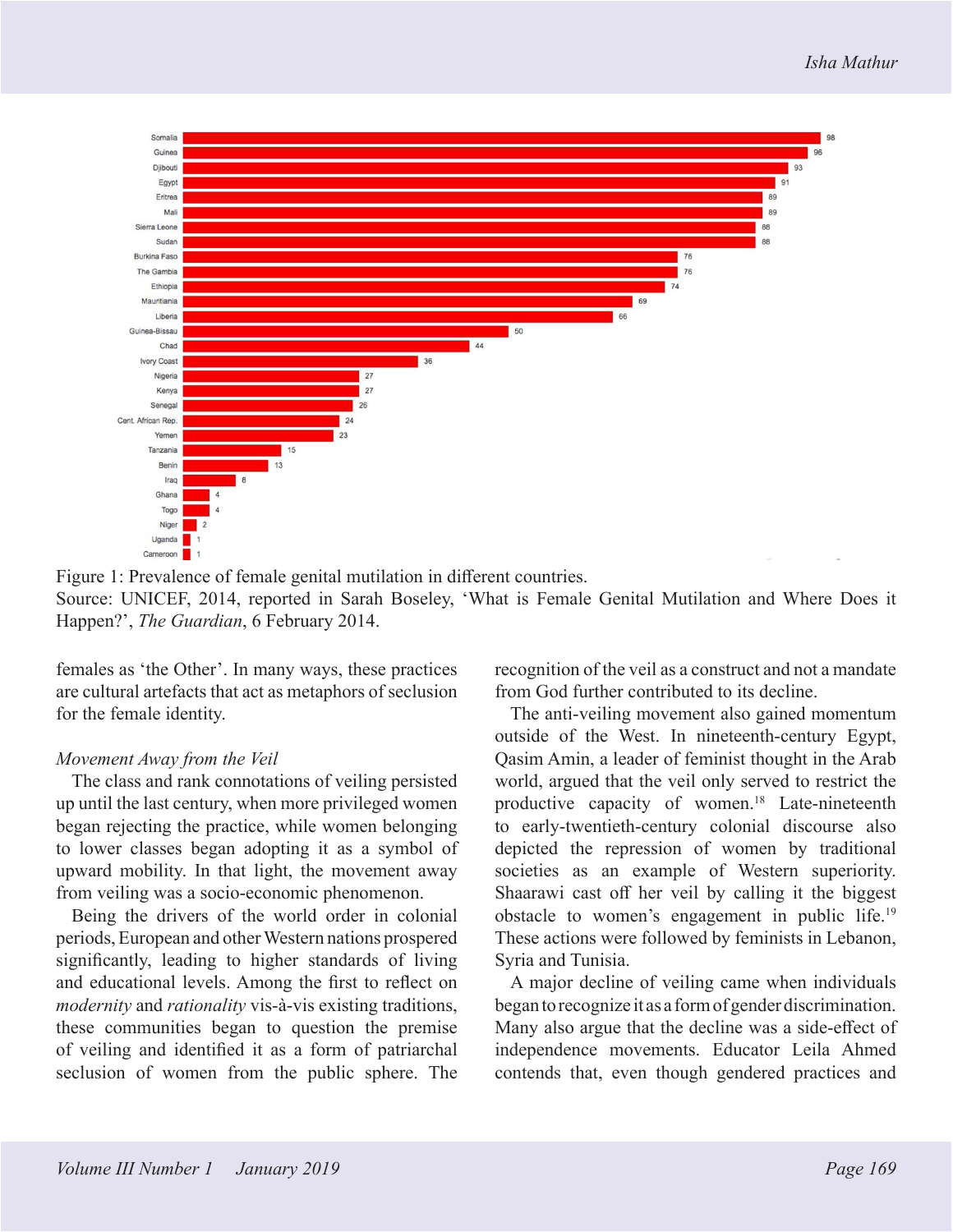Figure 1: Prevalence of female genital mutilation in different countries.
Source: UNICEF, 2014, reported in Sarah Boseley, 'What is Female Genital Mutilation and Where Does it Happen?', *The Guardian*, 6 February 2014.

females as 'the Other'. In many ways, these practices are cultural artefacts that act as metaphors of seclusion for the female identity.

*Movement Away from the Veil*

The class and rank connotations of veiling persisted up until the last century, when more privileged women began rejecting the practice, while women belonging to lower classes began adopting it as a symbol of upward mobility. In that light, the movement away from veiling was a socio-economic phenomenon.

Being the drivers of the world order in colonial periods, European and other Western nations prospered significantly, leading to higher standards of living and educational levels. Among the first to reflect on *modernity* and *rationality* vis-à-vis existing traditions, these communities began to question the premise of veiling and identified it as a form of patriarchal seclusion of women from the public sphere. The recognition of the veil as a construct and not a mandate from God further contributed to its decline.

The anti-veiling movement also gained momentum outside of the West. In nineteenth-century Egypt, Qasim Amin, a leader of feminist thought in the Arab world, argued that the veil only served to restrict the productive capacity of women.[18] Late-nineteenth to early-twentieth-century colonial discourse also depicted the repression of women by traditional societies as an example of Western superiority. Shaarawi cast off her veil by calling it the biggest obstacle to women's engagement in public life.[19] These actions were followed by feminists in Lebanon, Syria and Tunisia.

A major decline of veiling came when individuals began to recognize it as a form of gender discrimination. Many also argue that the decline was a side-effect of independence movements. Educator Leila Ahmed contends that, even though gendered practices and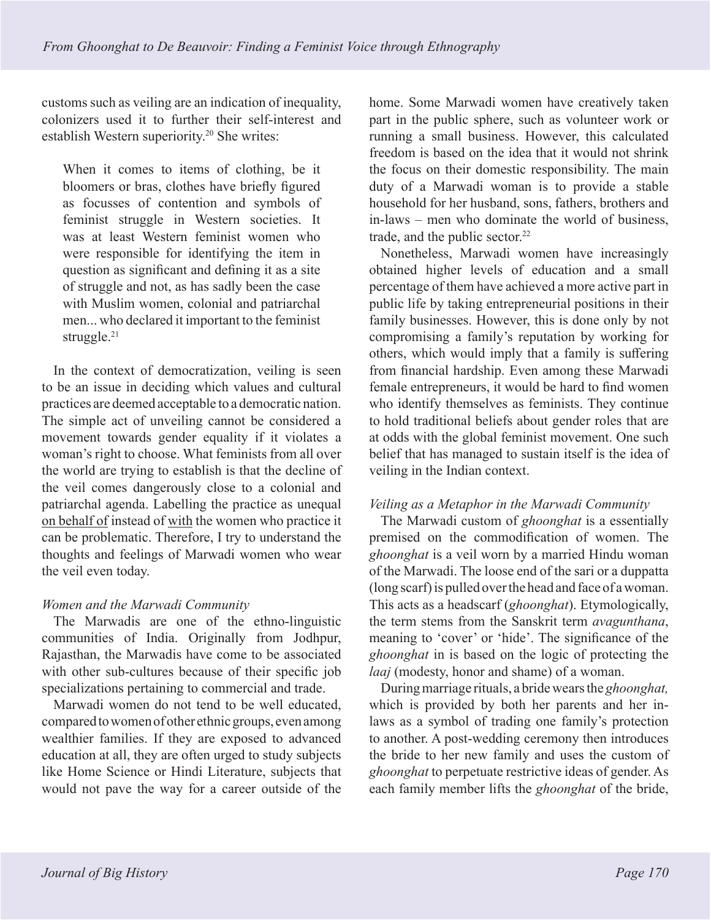customs such as veiling are an indication of inequality, colonizers used it to further their self-interest and establish Western superiority.[20] She writes:

> When it comes to items of clothing, be it bloomers or bras, clothes have briefly figured as focusses of contention and symbols of feminist struggle in Western societies. It was at least Western feminist women who were responsible for identifying the item in question as significant and defining it as a site of struggle and not, as has sadly been the case with Muslim women, colonial and patriarchal men... who declared it important to the feminist struggle.[21]

In the context of democratization, veiling is seen to be an issue in deciding which values and cultural practices are deemed acceptable to a democratic nation. The simple act of unveiling cannot be considered a movement towards gender equality if it violates a woman's right to choose. What feminists from all over the world are trying to establish is that the decline of the veil comes dangerously close to a colonial and patriarchal agenda. Labelling the practice as unequal <u>on behalf of</u> instead of <u>with</u> the women who practice it can be problematic. Therefore, I try to understand the thoughts and feelings of Marwadi women who wear the veil even today.

### *Women and the Marwadi Community*

The Marwadis are one of the ethno-linguistic communities of India. Originally from Jodhpur, Rajasthan, the Marwadis have come to be associated with other sub-cultures because of their specific job specializations pertaining to commercial and trade.

Marwadi women do not tend to be well educated, compared to women of other ethnic groups, even among wealthier families. If they are exposed to advanced education at all, they are often urged to study subjects like Home Science or Hindi Literature, subjects that would not pave the way for a career outside of the home. Some Marwadi women have creatively taken part in the public sphere, such as volunteer work or running a small business. However, this calculated freedom is based on the idea that it would not shrink the focus on their domestic responsibility. The main duty of a Marwadi woman is to provide a stable household for her husband, sons, fathers, brothers and in-laws – men who dominate the world of business, trade, and the public sector.[22]

Nonetheless, Marwadi women have increasingly obtained higher levels of education and a small percentage of them have achieved a more active part in public life by taking entrepreneurial positions in their family businesses. However, this is done only by not compromising a family's reputation by working for others, which would imply that a family is suffering from financial hardship. Even among these Marwadi female entrepreneurs, it would be hard to find women who identify themselves as feminists. They continue to hold traditional beliefs about gender roles that are at odds with the global feminist movement. One such belief that has managed to sustain itself is the idea of veiling in the Indian context.

### *Veiling as a Metaphor in the Marwadi Community*

The Marwadi custom of *ghoonghat* is a essentially premised on the commodification of women. The *ghoonghat* is a veil worn by a married Hindu woman of the Marwadi. The loose end of the sari or a duppatta (long scarf) is pulled over the head and face of a woman. This acts as a headscarf (*ghoonghat*). Etymologically, the term stems from the Sanskrit term *avagunthana*, meaning to 'cover' or 'hide'. The significance of the *ghoonghat* in is based on the logic of protecting the *laaj* (modesty, honor and shame) of a woman.

During marriage rituals, a bride wears the *ghoonghat,* which is provided by both her parents and her in-laws as a symbol of trading one family's protection to another. A post-wedding ceremony then introduces the bride to her new family and uses the custom of *ghoonghat* to perpetuate restrictive ideas of gender. As each family member lifts the *ghoonghat* of the bride,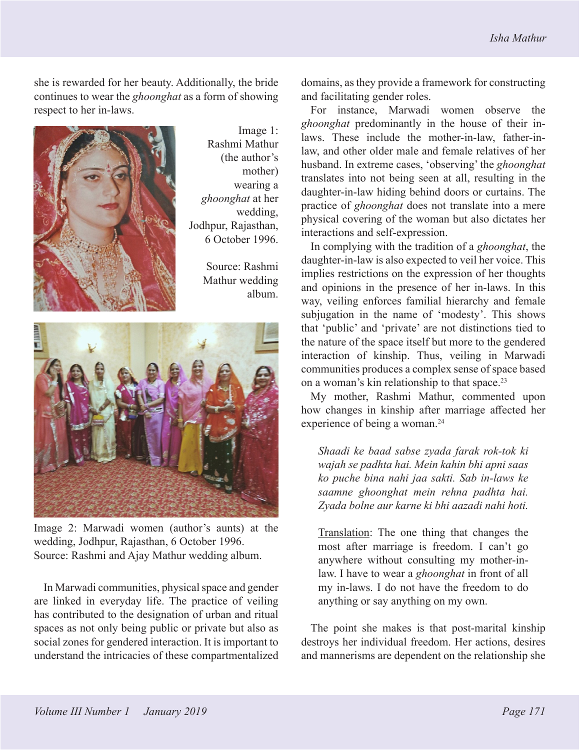she is rewarded for her beauty. Additionally, the bride continues to wear the *ghoonghat* as a form of showing respect to her in-laws.

Image 1: Rashmi Mathur (the author's mother) wearing a *ghoonghat* at her wedding, Jodhpur, Rajasthan, 6 October 1996.

Source: Rashmi Mathur wedding album.

Image 2: Marwadi women (author's aunts) at the wedding, Jodhpur, Rajasthan, 6 October 1996.
Source: Rashmi and Ajay Mathur wedding album.

In Marwadi communities, physical space and gender are linked in everyday life. The practice of veiling has contributed to the designation of urban and ritual spaces as not only being public or private but also as social zones for gendered interaction. It is important to understand the intricacies of these compartmentalized domains, as they provide a framework for constructing and facilitating gender roles.

For instance, Marwadi women observe the *ghoonghat* predominantly in the house of their in-laws. These include the mother-in-law, father-in-law, and other older male and female relatives of her husband. In extreme cases, 'observing' the *ghoonghat* translates into not being seen at all, resulting in the daughter-in-law hiding behind doors or curtains. The practice of *ghoonghat* does not translate into a mere physical covering of the woman but also dictates her interactions and self-expression.

In complying with the tradition of a *ghoonghat*, the daughter-in-law is also expected to veil her voice. This implies restrictions on the expression of her thoughts and opinions in the presence of her in-laws. In this way, veiling enforces familial hierarchy and female subjugation in the name of 'modesty'. This shows that 'public' and 'private' are not distinctions tied to the nature of the space itself but more to the gendered interaction of kinship. Thus, veiling in Marwadi communities produces a complex sense of space based on a woman's kin relationship to that space.[23]

My mother, Rashmi Mathur, commented upon how changes in kinship after marriage affected her experience of being a woman.[24]

> *Shaadi ke baad sabse zyada farak rok-tok ki wajah se padhta hai. Mein kahin bhi apni saas ko puche bina nahi jaa sakti. Sab in-laws ke saamne ghoonghat mein rehna padhta hai. Zyada bolne aur karne ki bhi aazadi nahi hoti.*
>
> Translation: The one thing that changes the most after marriage is freedom. I can't go anywhere without consulting my mother-in-law. I have to wear a *ghoonghat* in front of all my in-laws. I do not have the freedom to do anything or say anything on my own.

The point she makes is that post-marital kinship destroys her individual freedom. Her actions, desires and mannerisms are dependent on the relationship she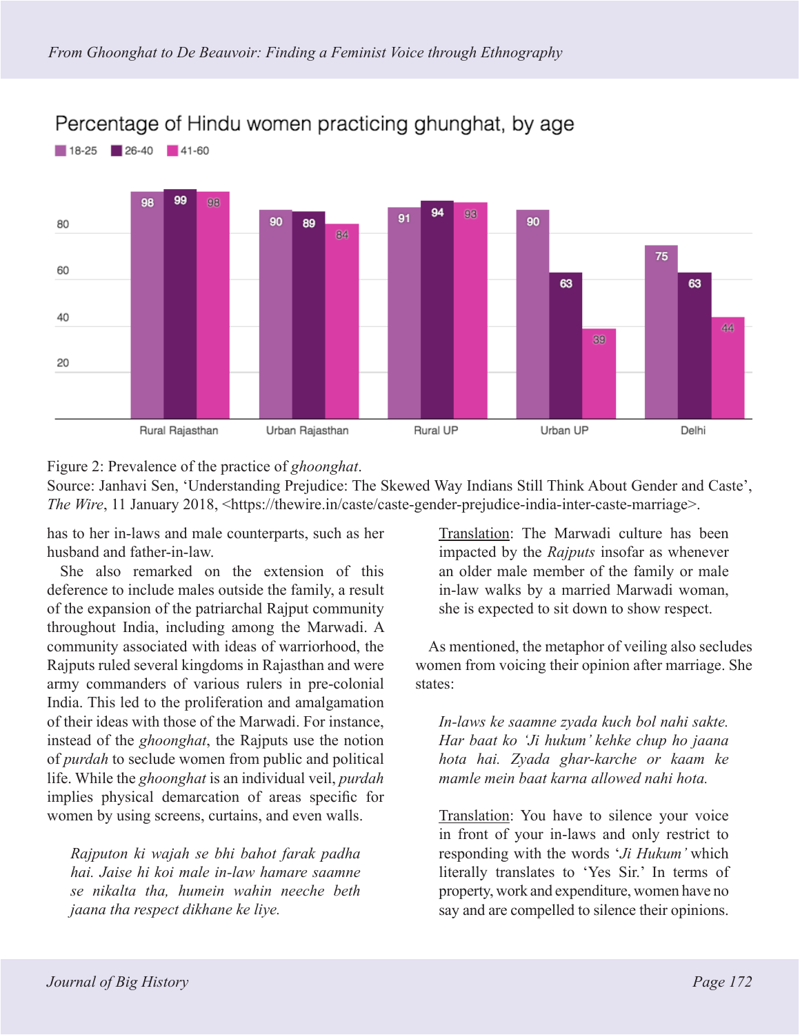**Percentage of Hindu women practicing ghunghat, by age**

| | 18-25 | 26-40 | 41-60 |
|---|---|---|---|
| Rural Rajasthan | 98 | 99 | 98 |
| Urban Rajasthan | 90 | 89 | 84 |
| Rural UP | 91 | 94 | 93 |
| Urban UP | 90 | 63 | 39 |
| Delhi | 75 | 63 | 44 |

Figure 2: Prevalence of the practice of *ghoonghat*.
Source: Janhavi Sen, 'Understanding Prejudice: The Skewed Way Indians Still Think About Gender and Caste', *The Wire*, 11 January 2018, <https://thewire.in/caste/caste-gender-prejudice-india-inter-caste-marriage>.

has to her in-laws and male counterparts, such as her husband and father-in-law.

She also remarked on the extension of this deference to include males outside the family, a result of the expansion of the patriarchal Rajput community throughout India, including among the Marwadi. A community associated with ideas of warriorhood, the Rajputs ruled several kingdoms in Rajasthan and were army commanders of various rulers in pre-colonial India. This led to the proliferation and amalgamation of their ideas with those of the Marwadi. For instance, instead of the *ghoonghat*, the Rajputs use the notion of *purdah* to seclude women from public and political life. While the *ghoonghat* is an individual veil, *purdah* implies physical demarcation of areas specific for women by using screens, curtains, and even walls.

> *Rajputon ki wajah se bhi bahot farak padha hai. Jaise hi koi male in-law hamare saamne se nikalta tha, humein wahin neeche beth jaana tha respect dikhane ke liye.*
>
> Translation: The Marwadi culture has been impacted by the *Rajputs* insofar as whenever an older male member of the family or male in-law walks by a married Marwadi woman, she is expected to sit down to show respect.

As mentioned, the metaphor of veiling also secludes women from voicing their opinion after marriage. She states:

> *In-laws ke saamne zyada kuch bol nahi sakte. Har baat ko 'Ji hukum' kehke chup ho jaana hota hai. Zyada ghar-karche or kaam ke mamle mein baat karna allowed nahi hota.*
>
> Translation: You have to silence your voice in front of your in-laws and only restrict to responding with the words '*Ji Hukum*' which literally translates to 'Yes Sir.' In terms of property, work and expenditure, women have no say and are compelled to silence their opinions.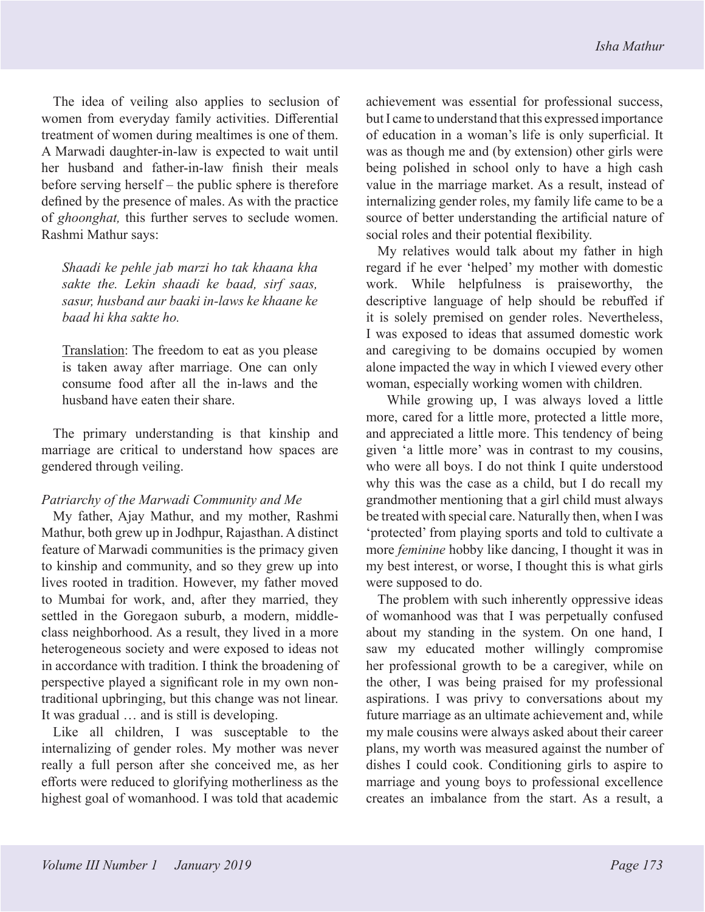The idea of veiling also applies to seclusion of women from everyday family activities. Differential treatment of women during mealtimes is one of them. A Marwadi daughter-in-law is expected to wait until her husband and father-in-law finish their meals before serving herself – the public sphere is therefore defined by the presence of males. As with the practice of *ghoonghat,* this further serves to seclude women. Rashmi Mathur says:

> *Shaadi ke pehle jab marzi ho tak khaana kha sakte the. Lekin shaadi ke baad, sirf saas, sasur, husband aur baaki in-laws ke khaane ke baad hi kha sakte ho.*
>
> <u>Translation</u>: The freedom to eat as you please is taken away after marriage. One can only consume food after all the in-laws and the husband have eaten their share.

The primary understanding is that kinship and marriage are critical to understand how spaces are gendered through veiling.

### *Patriarchy of the Marwadi Community and Me*

My father, Ajay Mathur, and my mother, Rashmi Mathur, both grew up in Jodhpur, Rajasthan. A distinct feature of Marwadi communities is the primacy given to kinship and community, and so they grew up into lives rooted in tradition. However, my father moved to Mumbai for work, and, after they married, they settled in the Goregaon suburb, a modern, middle-class neighborhood. As a result, they lived in a more heterogeneous society and were exposed to ideas not in accordance with tradition. I think the broadening of perspective played a significant role in my own non-traditional upbringing, but this change was not linear. It was gradual … and is still is developing.

Like all children, I was susceptable to the internalizing of gender roles. My mother was never really a full person after she conceived me, as her efforts were reduced to glorifying motherliness as the highest goal of womanhood. I was told that academic achievement was essential for professional success, but I came to understand that this expressed importance of education in a woman's life is only superficial. It was as though me and (by extension) other girls were being polished in school only to have a high cash value in the marriage market. As a result, instead of internalizing gender roles, my family life came to be a source of better understanding the artificial nature of social roles and their potential flexibility.

My relatives would talk about my father in high regard if he ever 'helped' my mother with domestic work. While helpfulness is praiseworthy, the descriptive language of help should be rebuffed if it is solely premised on gender roles. Nevertheless, I was exposed to ideas that assumed domestic work and caregiving to be domains occupied by women alone impacted the way in which I viewed every other woman, especially working women with children.

While growing up, I was always loved a little more, cared for a little more, protected a little more, and appreciated a little more. This tendency of being given 'a little more' was in contrast to my cousins, who were all boys. I do not think I quite understood why this was the case as a child, but I do recall my grandmother mentioning that a girl child must always be treated with special care. Naturally then, when I was 'protected' from playing sports and told to cultivate a more *feminine* hobby like dancing, I thought it was in my best interest, or worse, I thought this is what girls were supposed to do.

The problem with such inherently oppressive ideas of womanhood was that I was perpetually confused about my standing in the system. On one hand, I saw my educated mother willingly compromise her professional growth to be a caregiver, while on the other, I was being praised for my professional aspirations. I was privy to conversations about my future marriage as an ultimate achievement and, while my male cousins were always asked about their career plans, my worth was measured against the number of dishes I could cook. Conditioning girls to aspire to marriage and young boys to professional excellence creates an imbalance from the start. As a result, a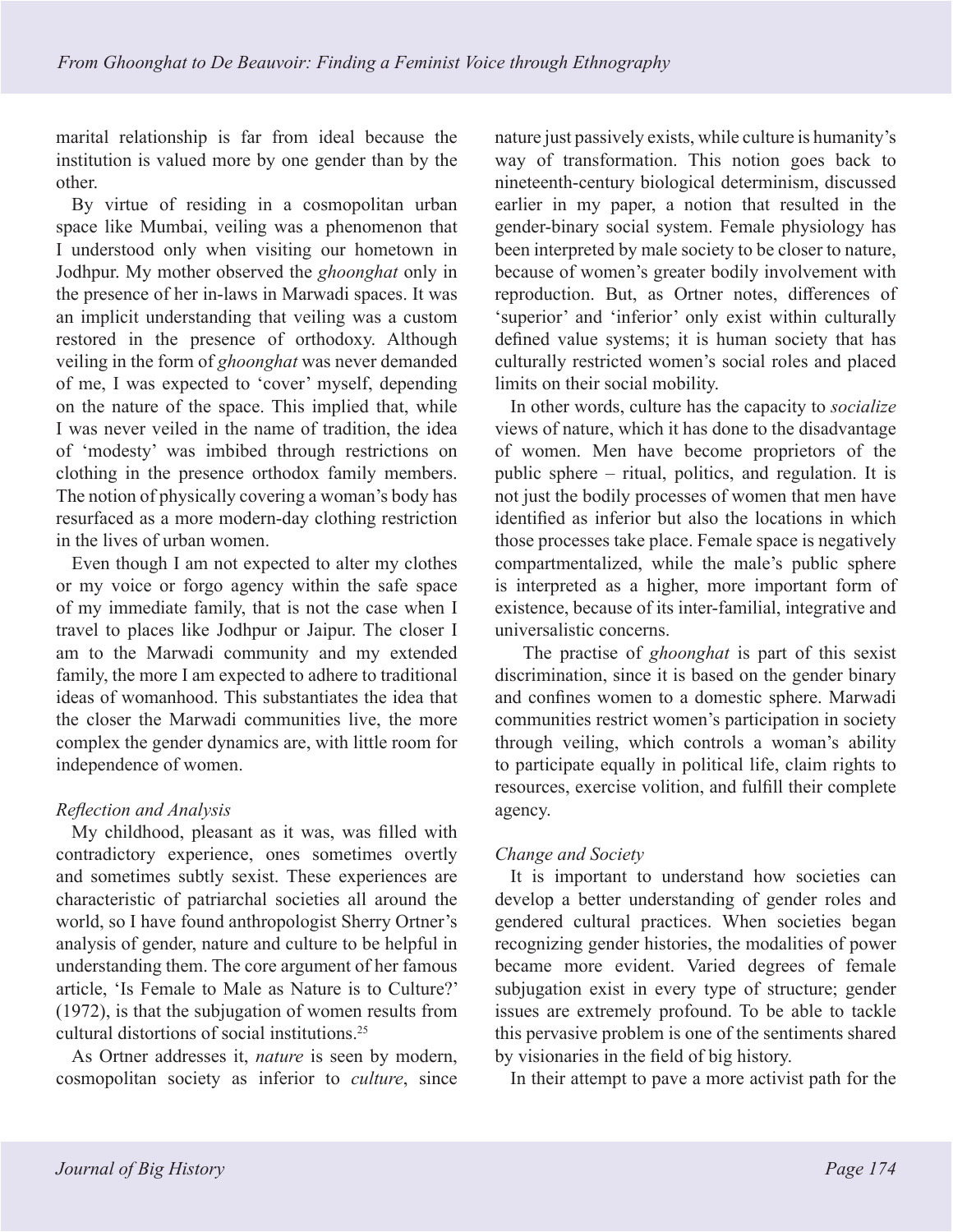marital relationship is far from ideal because the institution is valued more by one gender than by the other.

By virtue of residing in a cosmopolitan urban space like Mumbai, veiling was a phenomenon that I understood only when visiting our hometown in Jodhpur. My mother observed the *ghoonghat* only in the presence of her in-laws in Marwadi spaces. It was an implicit understanding that veiling was a custom restored in the presence of orthodoxy. Although veiling in the form of *ghoonghat* was never demanded of me, I was expected to 'cover' myself, depending on the nature of the space. This implied that, while I was never veiled in the name of tradition, the idea of 'modesty' was imbibed through restrictions on clothing in the presence orthodox family members. The notion of physically covering a woman's body has resurfaced as a more modern-day clothing restriction in the lives of urban women.

Even though I am not expected to alter my clothes or my voice or forgo agency within the safe space of my immediate family, that is not the case when I travel to places like Jodhpur or Jaipur. The closer I am to the Marwadi community and my extended family, the more I am expected to adhere to traditional ideas of womanhood. This substantiates the idea that the closer the Marwadi communities live, the more complex the gender dynamics are, with little room for independence of women.

### *Reflection and Analysis*

My childhood, pleasant as it was, was filled with contradictory experience, ones sometimes overtly and sometimes subtly sexist. These experiences are characteristic of patriarchal societies all around the world, so I have found anthropologist Sherry Ortner's analysis of gender, nature and culture to be helpful in understanding them. The core argument of her famous article, 'Is Female to Male as Nature is to Culture?' (1972), is that the subjugation of women results from cultural distortions of social institutions.[25]

As Ortner addresses it, *nature* is seen by modern, cosmopolitan society as inferior to *culture*, since nature just passively exists, while culture is humanity's way of transformation. This notion goes back to nineteenth-century biological determinism, discussed earlier in my paper, a notion that resulted in the gender-binary social system. Female physiology has been interpreted by male society to be closer to nature, because of women's greater bodily involvement with reproduction. But, as Ortner notes, differences of 'superior' and 'inferior' only exist within culturally defined value systems; it is human society that has culturally restricted women's social roles and placed limits on their social mobility.

In other words, culture has the capacity to *socialize* views of nature, which it has done to the disadvantage of women. Men have become proprietors of the public sphere – ritual, politics, and regulation. It is not just the bodily processes of women that men have identified as inferior but also the locations in which those processes take place. Female space is negatively compartmentalized, while the male's public sphere is interpreted as a higher, more important form of existence, because of its inter-familial, integrative and universalistic concerns.

The practise of *ghoonghat* is part of this sexist discrimination, since it is based on the gender binary and confines women to a domestic sphere. Marwadi communities restrict women's participation in society through veiling, which controls a woman's ability to participate equally in political life, claim rights to resources, exercise volition, and fulfill their complete agency.

### *Change and Society*

It is important to understand how societies can develop a better understanding of gender roles and gendered cultural practices. When societies began recognizing gender histories, the modalities of power became more evident. Varied degrees of female subjugation exist in every type of structure; gender issues are extremely profound. To be able to tackle this pervasive problem is one of the sentiments shared by visionaries in the field of big history.

In their attempt to pave a more activist path for the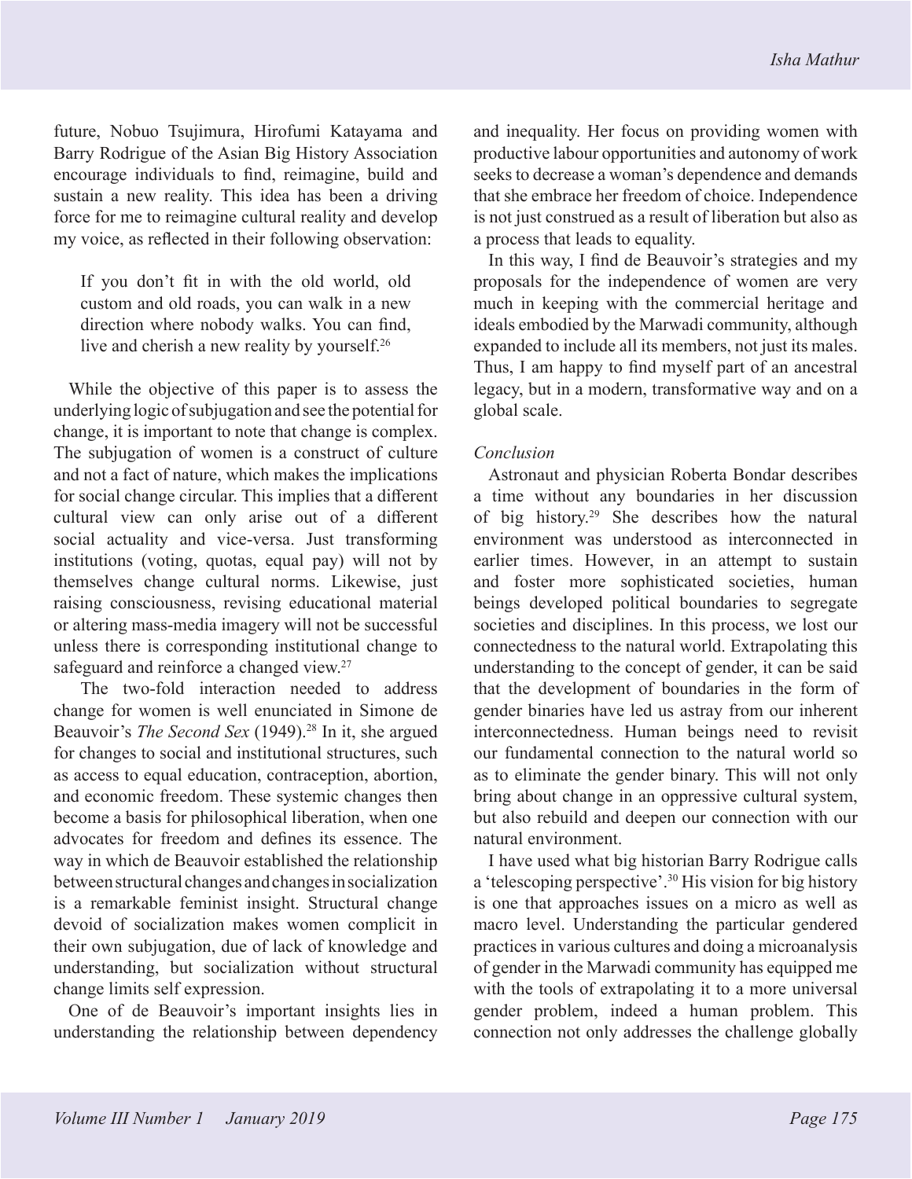future, Nobuo Tsujimura, Hirofumi Katayama and Barry Rodrigue of the Asian Big History Association encourage individuals to find, reimagine, build and sustain a new reality. This idea has been a driving force for me to reimagine cultural reality and develop my voice, as reflected in their following observation:

> If you don't fit in with the old world, old custom and old roads, you can walk in a new direction where nobody walks. You can find, live and cherish a new reality by yourself.[26]

While the objective of this paper is to assess the underlying logic of subjugation and see the potential for change, it is important to note that change is complex. The subjugation of women is a construct of culture and not a fact of nature, which makes the implications for social change circular. This implies that a different cultural view can only arise out of a different social actuality and vice-versa. Just transforming institutions (voting, quotas, equal pay) will not by themselves change cultural norms. Likewise, just raising consciousness, revising educational material or altering mass-media imagery will not be successful unless there is corresponding institutional change to safeguard and reinforce a changed view.[27]

The two-fold interaction needed to address change for women is well enunciated in Simone de Beauvoir's *The Second Sex* (1949).[28] In it, she argued for changes to social and institutional structures, such as access to equal education, contraception, abortion, and economic freedom. These systemic changes then become a basis for philosophical liberation, when one advocates for freedom and defines its essence. The way in which de Beauvoir established the relationship between structural changes and changes in socialization is a remarkable feminist insight. Structural change devoid of socialization makes women complicit in their own subjugation, due of lack of knowledge and understanding, but socialization without structural change limits self expression.

One of de Beauvoir's important insights lies in understanding the relationship between dependency and inequality. Her focus on providing women with productive labour opportunities and autonomy of work seeks to decrease a woman's dependence and demands that she embrace her freedom of choice. Independence is not just construed as a result of liberation but also as a process that leads to equality.

In this way, I find de Beauvoir's strategies and my proposals for the independence of women are very much in keeping with the commercial heritage and ideals embodied by the Marwadi community, although expanded to include all its members, not just its males. Thus, I am happy to find myself part of an ancestral legacy, but in a modern, transformative way and on a global scale.

*Conclusion*

Astronaut and physician Roberta Bondar describes a time without any boundaries in her discussion of big history.[29] She describes how the natural environment was understood as interconnected in earlier times. However, in an attempt to sustain and foster more sophisticated societies, human beings developed political boundaries to segregate societies and disciplines. In this process, we lost our connectedness to the natural world. Extrapolating this understanding to the concept of gender, it can be said that the development of boundaries in the form of gender binaries have led us astray from our inherent interconnectedness. Human beings need to revisit our fundamental connection to the natural world so as to eliminate the gender binary. This will not only bring about change in an oppressive cultural system, but also rebuild and deepen our connection with our natural environment.

I have used what big historian Barry Rodrigue calls a 'telescoping perspective'.[30] His vision for big history is one that approaches issues on a micro as well as macro level. Understanding the particular gendered practices in various cultures and doing a microanalysis of gender in the Marwadi community has equipped me with the tools of extrapolating it to a more universal gender problem, indeed a human problem. This connection not only addresses the challenge globally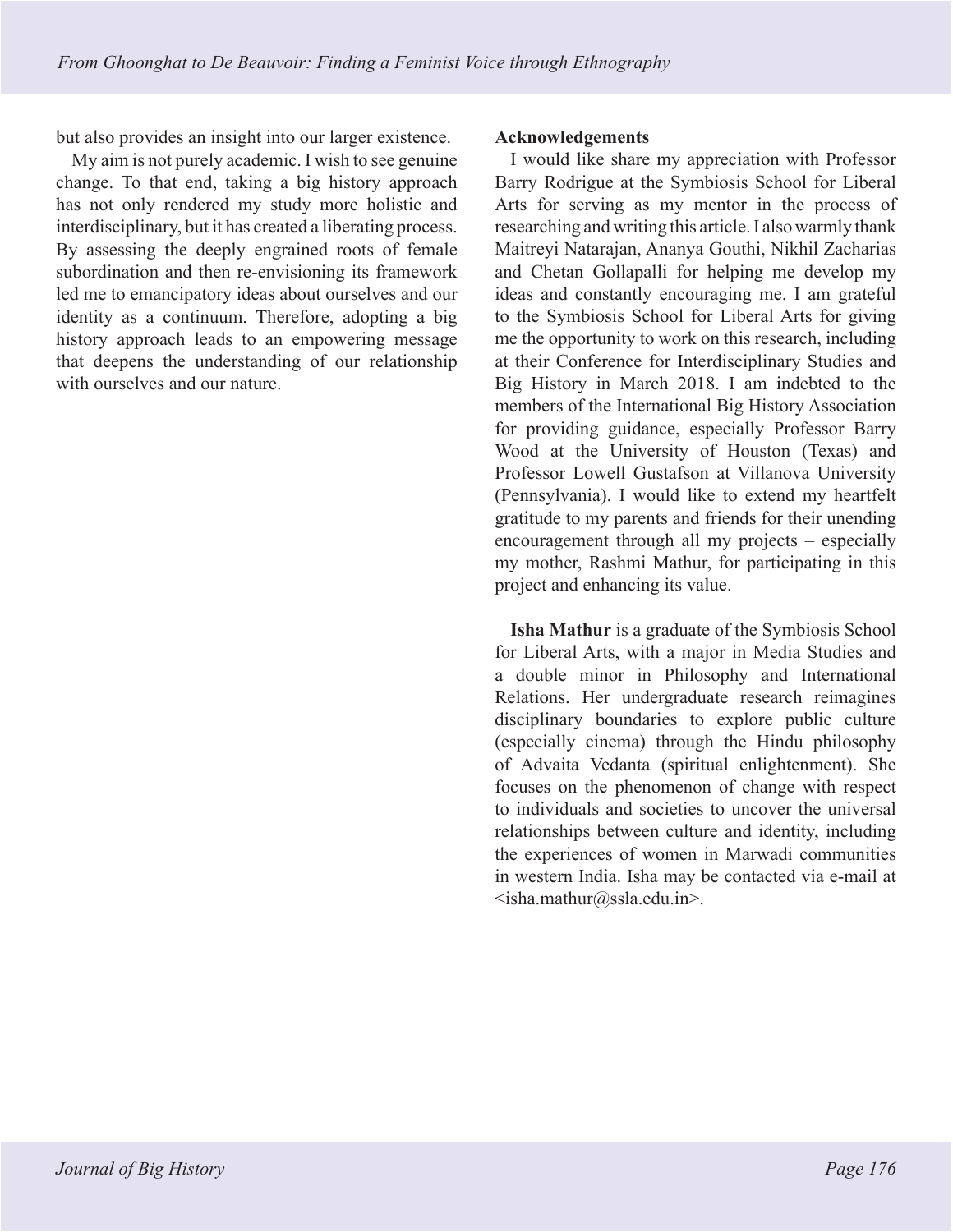but also provides an insight into our larger existence.

My aim is not purely academic. I wish to see genuine change. To that end, taking a big history approach has not only rendered my study more holistic and interdisciplinary, but it has created a liberating process. By assessing the deeply engrained roots of female subordination and then re-envisioning its framework led me to emancipatory ideas about ourselves and our identity as a continuum. Therefore, adopting a big history approach leads to an empowering message that deepens the understanding of our relationship with ourselves and our nature.

**Acknowledgements**

I would like share my appreciation with Professor Barry Rodrigue at the Symbiosis School for Liberal Arts for serving as my mentor in the process of researching and writing this article. I also warmly thank Maitreyi Natarajan, Ananya Gouthi, Nikhil Zacharias and Chetan Gollapalli for helping me develop my ideas and constantly encouraging me. I am grateful to the Symbiosis School for Liberal Arts for giving me the opportunity to work on this research, including at their Conference for Interdisciplinary Studies and Big History in March 2018. I am indebted to the members of the International Big History Association for providing guidance, especially Professor Barry Wood at the University of Houston (Texas) and Professor Lowell Gustafson at Villanova University (Pennsylvania). I would like to extend my heartfelt gratitude to my parents and friends for their unending encouragement through all my projects – especially my mother, Rashmi Mathur, for participating in this project and enhancing its value.

**Isha Mathur** is a graduate of the Symbiosis School for Liberal Arts, with a major in Media Studies and a double minor in Philosophy and International Relations. Her undergraduate research reimagines disciplinary boundaries to explore public culture (especially cinema) through the Hindu philosophy of Advaita Vedanta (spiritual enlightenment). She focuses on the phenomenon of change with respect to individuals and societies to uncover the universal relationships between culture and identity, including the experiences of women in Marwadi communities in western India. Isha may be contacted via e-mail at <isha.mathur@ssla.edu.in>.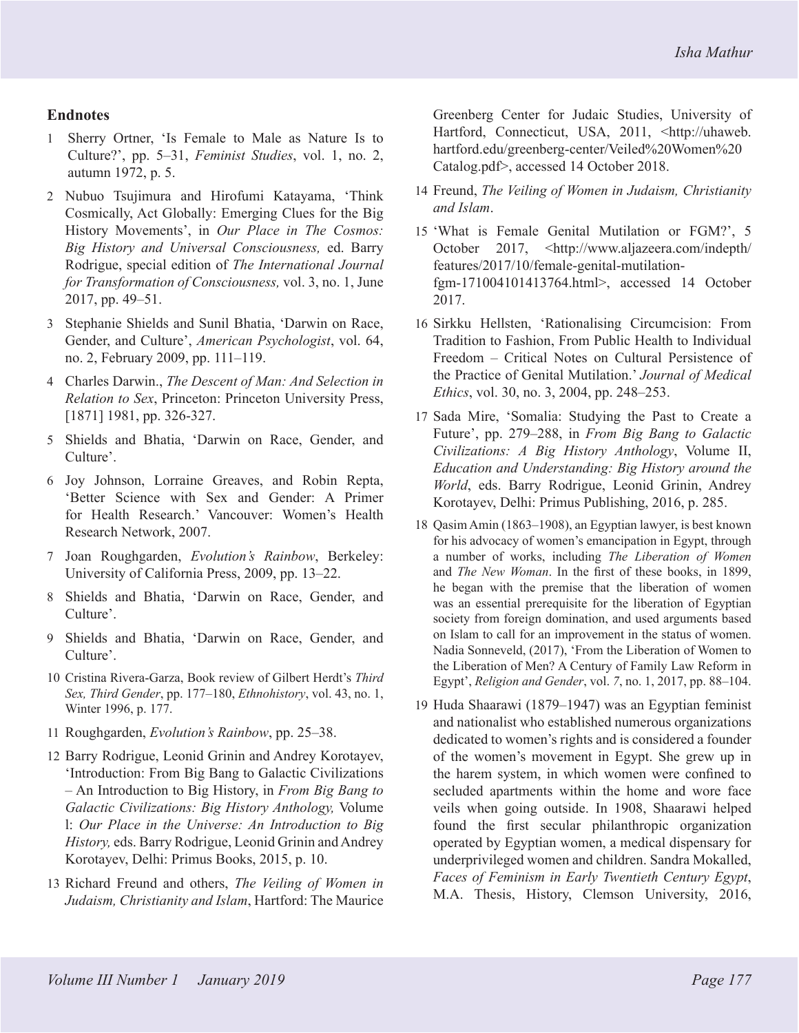## Endnotes

1. Sherry Ortner, 'Is Female to Male as Nature Is to Culture?', pp. 5–31, *Feminist Studies*, vol. 1, no. 2, autumn 1972, p. 5.
2. Nubuo Tsujimura and Hirofumi Katayama, 'Think Cosmically, Act Globally: Emerging Clues for the Big History Movements', in *Our Place in The Cosmos: Big History and Universal Consciousness,* ed. Barry Rodrigue, special edition of *The International Journal for Transformation of Consciousness,* vol. 3, no. 1, June 2017, pp. 49–51.
3. Stephanie Shields and Sunil Bhatia, 'Darwin on Race, Gender, and Culture', *American Psychologist*, vol. 64, no. 2, February 2009, pp. 111–119.
4. Charles Darwin., *The Descent of Man: And Selection in Relation to Sex*, Princeton: Princeton University Press, [1871] 1981, pp. 326-327.
5. Shields and Bhatia, 'Darwin on Race, Gender, and Culture'.
6. Joy Johnson, Lorraine Greaves, and Robin Repta, 'Better Science with Sex and Gender: A Primer for Health Research.' Vancouver: Women's Health Research Network, 2007.
7. Joan Roughgarden, *Evolution's Rainbow*, Berkeley: University of California Press, 2009, pp. 13–22.
8. Shields and Bhatia, 'Darwin on Race, Gender, and Culture'.
9. Shields and Bhatia, 'Darwin on Race, Gender, and Culture'.
10. Cristina Rivera-Garza, Book review of Gilbert Herdt's *Third Sex, Third Gender*, pp. 177–180, *Ethnohistory*, vol. 43, no. 1, Winter 1996, p. 177.
11. Roughgarden, *Evolution's Rainbow*, pp. 25–38.
12. Barry Rodrigue, Leonid Grinin and Andrey Korotayev, 'Introduction: From Big Bang to Galactic Civilizations – An Introduction to Big History, in *From Big Bang to Galactic Civilizations: Big History Anthology,* Volume l: *Our Place in the Universe: An Introduction to Big History,* eds. Barry Rodrigue, Leonid Grinin and Andrey Korotayev, Delhi: Primus Books, 2015, p. 10.
13. Richard Freund and others, *The Veiling of Women in Judaism, Christianity and Islam*, Hartford: The Maurice Greenberg Center for Judaic Studies, University of Hartford, Connecticut, USA, 2011, <http://uhaweb.hartford.edu/greenberg-center/Veiled%20Women%20Catalog.pdf>, accessed 14 October 2018.
14. Freund, *The Veiling of Women in Judaism, Christianity and Islam*.
15. 'What is Female Genital Mutilation or FGM?', 5 October 2017, <http://www.aljazeera.com/indepth/features/2017/10/female-genital-mutilation-fgm-171004101413764.html>, accessed 14 October 2017.
16. Sirkku Hellsten, 'Rationalising Circumcision: From Tradition to Fashion, From Public Health to Individual Freedom – Critical Notes on Cultural Persistence of the Practice of Genital Mutilation.' *Journal of Medical Ethics*, vol. 30, no. 3, 2004, pp. 248–253.
17. Sada Mire, 'Somalia: Studying the Past to Create a Future', pp. 279–288, in *From Big Bang to Galactic Civilizations: A Big History Anthology*, Volume II, *Education and Understanding: Big History around the World*, eds. Barry Rodrigue, Leonid Grinin, Andrey Korotayev, Delhi: Primus Publishing, 2016, p. 285.
18. Qasim Amin (1863–1908), an Egyptian lawyer, is best known for his advocacy of women's emancipation in Egypt, through a number of works, including *The Liberation of Women* and *The New Woman*. In the first of these books, in 1899, he began with the premise that the liberation of women was an essential prerequisite for the liberation of Egyptian society from foreign domination, and used arguments based on Islam to call for an improvement in the status of women. Nadia Sonneveld, (2017), 'From the Liberation of Women to the Liberation of Men? A Century of Family Law Reform in Egypt', *Religion and Gender*, vol. *7*, no. 1, 2017, pp. 88–104.
19. Huda Shaarawi (1879–1947) was an Egyptian feminist and nationalist who established numerous organizations dedicated to women's rights and is considered a founder of the women's movement in Egypt. She grew up in the harem system, in which women were confined to secluded apartments within the home and wore face veils when going outside. In 1908, Shaarawi helped found the first secular philanthropic organization operated by Egyptian women, a medical dispensary for underprivileged women and children. Sandra Mokalled, *Faces of Feminism in Early Twentieth Century Egypt*, M.A. Thesis, History, Clemson University, 2016,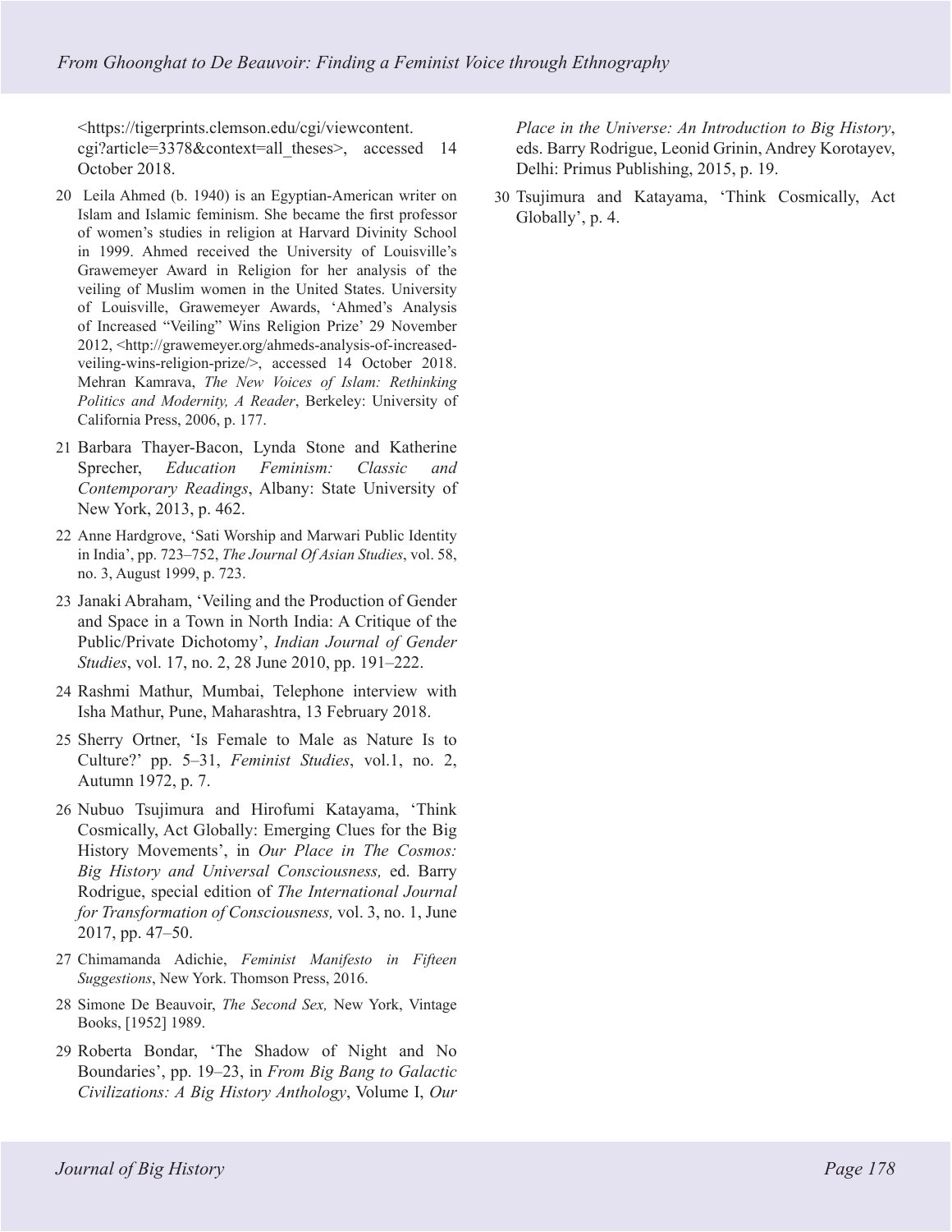<https://tigerprints.clemson.edu/cgi/viewcontent.cgi?article=3378&context=all_theses>, accessed 14 October 2018.

20 Leila Ahmed (b. 1940) is an Egyptian-American writer on Islam and Islamic feminism. She became the first professor of women's studies in religion at Harvard Divinity School in 1999. Ahmed received the University of Louisville's Grawemeyer Award in Religion for her analysis of the veiling of Muslim women in the United States. University of Louisville, Grawemeyer Awards, 'Ahmed's Analysis of Increased "Veiling" Wins Religion Prize' 29 November 2012, <http://grawemeyer.org/ahmeds-analysis-of-increased-veiling-wins-religion-prize/>, accessed 14 October 2018. Mehran Kamrava, *The New Voices of Islam: Rethinking Politics and Modernity, A Reader*, Berkeley: University of California Press, 2006, p. 177.

21 Barbara Thayer-Bacon, Lynda Stone and Katherine Sprecher, *Education Feminism: Classic and Contemporary Readings*, Albany: State University of New York, 2013, p. 462.

22 Anne Hardgrove, 'Sati Worship and Marwari Public Identity in India', pp. 723–752, *The Journal Of Asian Studies*, vol. 58, no. 3, August 1999, p. 723.

23 Janaki Abraham, 'Veiling and the Production of Gender and Space in a Town in North India: A Critique of the Public/Private Dichotomy', *Indian Journal of Gender Studies*, vol. 17, no. 2, 28 June 2010, pp. 191–222.

24 Rashmi Mathur, Mumbai, Telephone interview with Isha Mathur, Pune, Maharashtra, 13 February 2018.

25 Sherry Ortner, 'Is Female to Male as Nature Is to Culture?' pp. 5–31, *Feminist Studies*, vol.1, no. 2, Autumn 1972, p. 7.

26 Nubuo Tsujimura and Hirofumi Katayama, 'Think Cosmically, Act Globally: Emerging Clues for the Big History Movements', in *Our Place in The Cosmos: Big History and Universal Consciousness,* ed. Barry Rodrigue, special edition of *The International Journal for Transformation of Consciousness,* vol. 3, no. 1, June 2017, pp. 47–50.

27 Chimamanda Adichie, *Feminist Manifesto in Fifteen Suggestions*, New York. Thomson Press, 2016.

28 Simone De Beauvoir, *The Second Sex,* New York, Vintage Books, [1952] 1989.

29 Roberta Bondar, 'The Shadow of Night and No Boundaries', pp. 19–23, in *From Big Bang to Galactic Civilizations: A Big History Anthology*, Volume I, *Our Place in the Universe: An Introduction to Big History*, eds. Barry Rodrigue, Leonid Grinin, Andrey Korotayev, Delhi: Primus Publishing, 2015, p. 19.

30 Tsujimura and Katayama, 'Think Cosmically, Act Globally', p. 4.